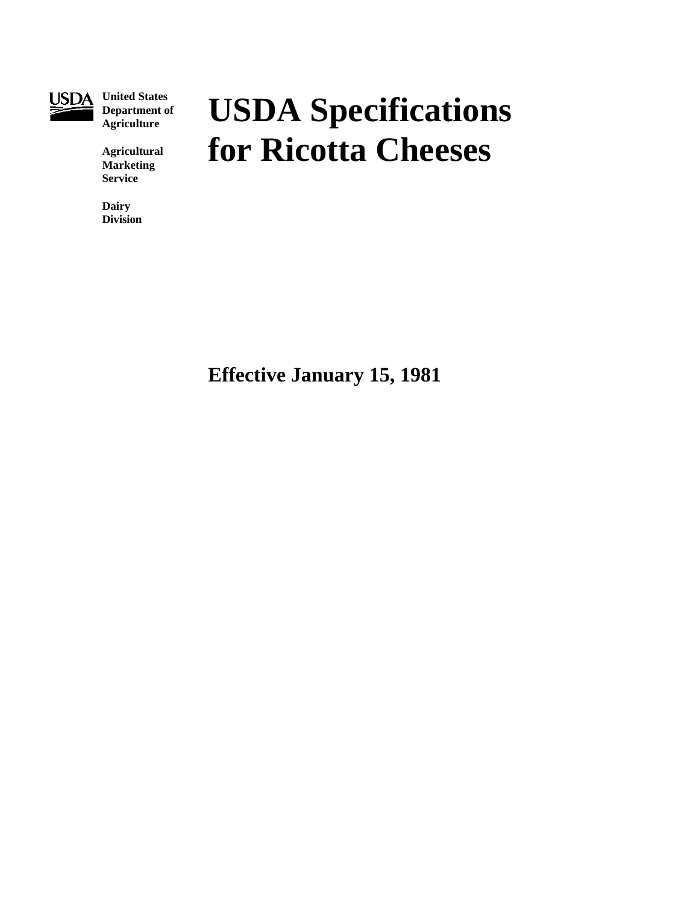USDA

**United States Department of Agriculture**

**Agricultural Marketing Service**

**Dairy Division**

# USDA Specifications for Ricotta Cheeses

**Effective January 15, 1981**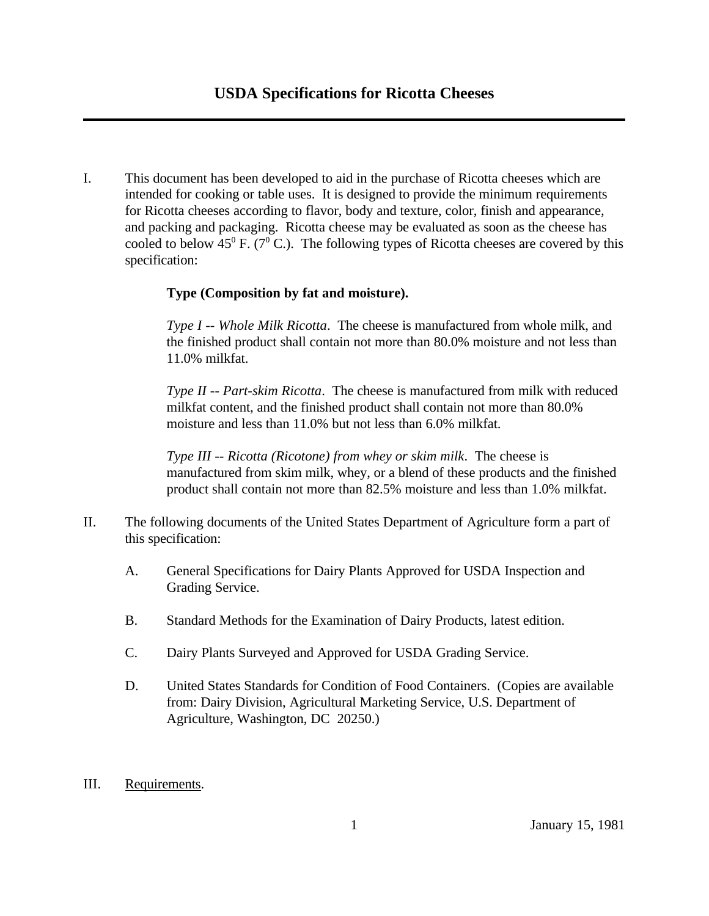# USDA Specifications for Ricotta Cheeses

I. This document has been developed to aid in the purchase of Ricotta cheeses which are intended for cooking or table uses. It is designed to provide the minimum requirements for Ricotta cheeses according to flavor, body and texture, color, finish and appearance, and packing and packaging. Ricotta cheese may be evaluated as soon as the cheese has cooled to below $45^0$ F. ($7^0$ C.). The following types of Ricotta cheeses are covered by this specification:

**Type (Composition by fat and moisture).**

*Type I -- Whole Milk Ricotta*. The cheese is manufactured from whole milk, and the finished product shall contain not more than 80.0% moisture and not less than 11.0% milkfat.

*Type II -- Part-skim Ricotta*. The cheese is manufactured from milk with reduced milkfat content, and the finished product shall contain not more than 80.0% moisture and less than 11.0% but not less than 6.0% milkfat.

*Type III -- Ricotta (Ricotone) from whey or skim milk*. The cheese is manufactured from skim milk, whey, or a blend of these products and the finished product shall contain not more than 82.5% moisture and less than 1.0% milkfat.

II. The following documents of the United States Department of Agriculture form a part of this specification:

A. General Specifications for Dairy Plants Approved for USDA Inspection and Grading Service.

B. Standard Methods for the Examination of Dairy Products, latest edition.

C. Dairy Plants Surveyed and Approved for USDA Grading Service.

D. United States Standards for Condition of Food Containers. (Copies are available from: Dairy Division, Agricultural Marketing Service, U.S. Department of Agriculture, Washington, DC 20250.)

III. Requirements.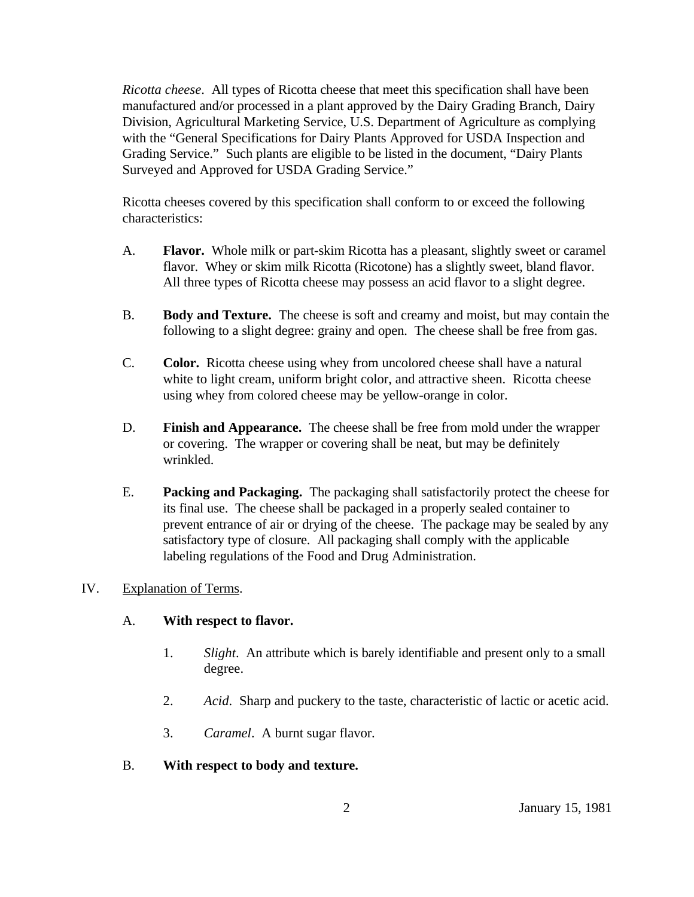*Ricotta cheese*. All types of Ricotta cheese that meet this specification shall have been manufactured and/or processed in a plant approved by the Dairy Grading Branch, Dairy Division, Agricultural Marketing Service, U.S. Department of Agriculture as complying with the "General Specifications for Dairy Plants Approved for USDA Inspection and Grading Service." Such plants are eligible to be listed in the document, "Dairy Plants Surveyed and Approved for USDA Grading Service."

Ricotta cheeses covered by this specification shall conform to or exceed the following characteristics:

A. **Flavor.** Whole milk or part-skim Ricotta has a pleasant, slightly sweet or caramel flavor. Whey or skim milk Ricotta (Ricotone) has a slightly sweet, bland flavor. All three types of Ricotta cheese may possess an acid flavor to a slight degree.

B. **Body and Texture.** The cheese is soft and creamy and moist, but may contain the following to a slight degree: grainy and open. The cheese shall be free from gas.

C. **Color.** Ricotta cheese using whey from uncolored cheese shall have a natural white to light cream, uniform bright color, and attractive sheen. Ricotta cheese using whey from colored cheese may be yellow-orange in color.

D. **Finish and Appearance.** The cheese shall be free from mold under the wrapper or covering. The wrapper or covering shall be neat, but may be definitely wrinkled.

E. **Packing and Packaging.** The packaging shall satisfactorily protect the cheese for its final use. The cheese shall be packaged in a properly sealed container to prevent entrance of air or drying of the cheese. The package may be sealed by any satisfactory type of closure. All packaging shall comply with the applicable labeling regulations of the Food and Drug Administration.

IV. <u>Explanation of Terms</u>.

A. **With respect to flavor.**

1. *Slight*. An attribute which is barely identifiable and present only to a small degree.

2. *Acid*. Sharp and puckery to the taste, characteristic of lactic or acetic acid.

3. *Caramel*. A burnt sugar flavor.

B. **With respect to body and texture.**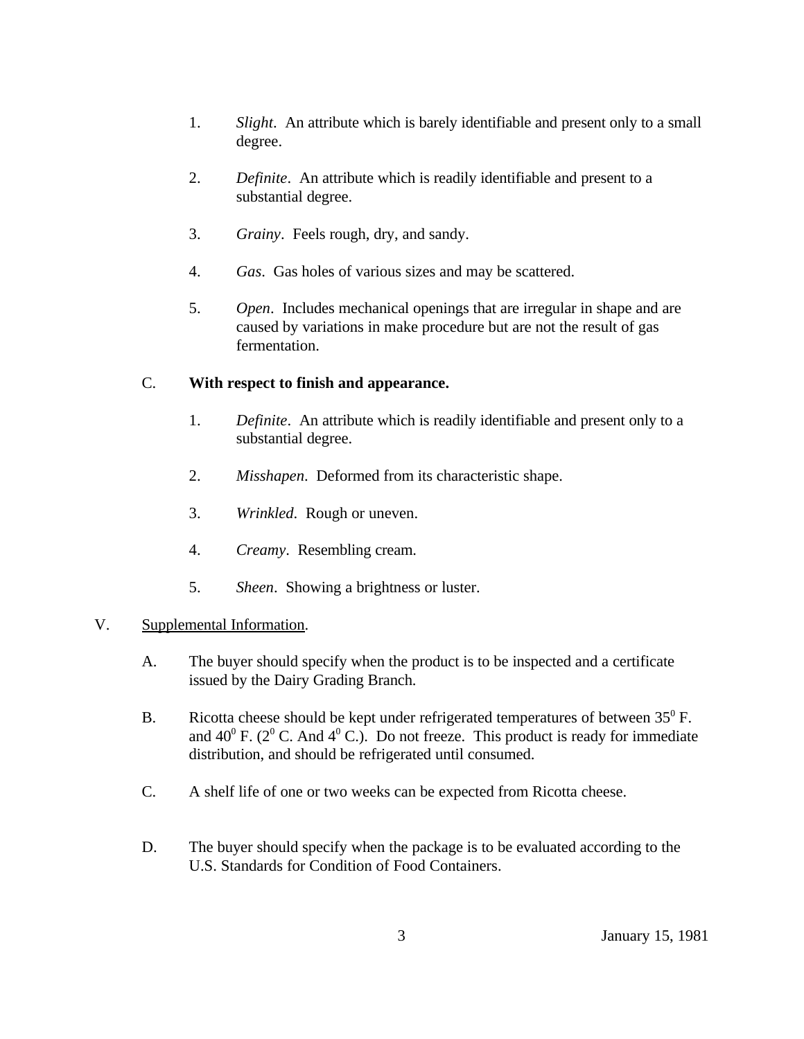1. *Slight*. An attribute which is barely identifiable and present only to a small degree.

2. *Definite*. An attribute which is readily identifiable and present to a substantial degree.

3. *Grainy*. Feels rough, dry, and sandy.

4. *Gas*. Gas holes of various sizes and may be scattered.

5. *Open*. Includes mechanical openings that are irregular in shape and are caused by variations in make procedure but are not the result of gas fermentation.

C. **With respect to finish and appearance.**

1. *Definite*. An attribute which is readily identifiable and present only to a substantial degree.

2. *Misshapen*. Deformed from its characteristic shape.

3. *Wrinkled*. Rough or uneven.

4. *Creamy*. Resembling cream.

5. *Sheen*. Showing a brightness or luster.

V. <u>Supplemental Information</u>.

A. The buyer should specify when the product is to be inspected and a certificate issued by the Dairy Grading Branch.

B. Ricotta cheese should be kept under refrigerated temperatures of between $35^0$ F. and $40^0$ F. ($2^0$ C. And $4^0$ C.). Do not freeze. This product is ready for immediate distribution, and should be refrigerated until consumed.

C. A shelf life of one or two weeks can be expected from Ricotta cheese.

D. The buyer should specify when the package is to be evaluated according to the U.S. Standards for Condition of Food Containers.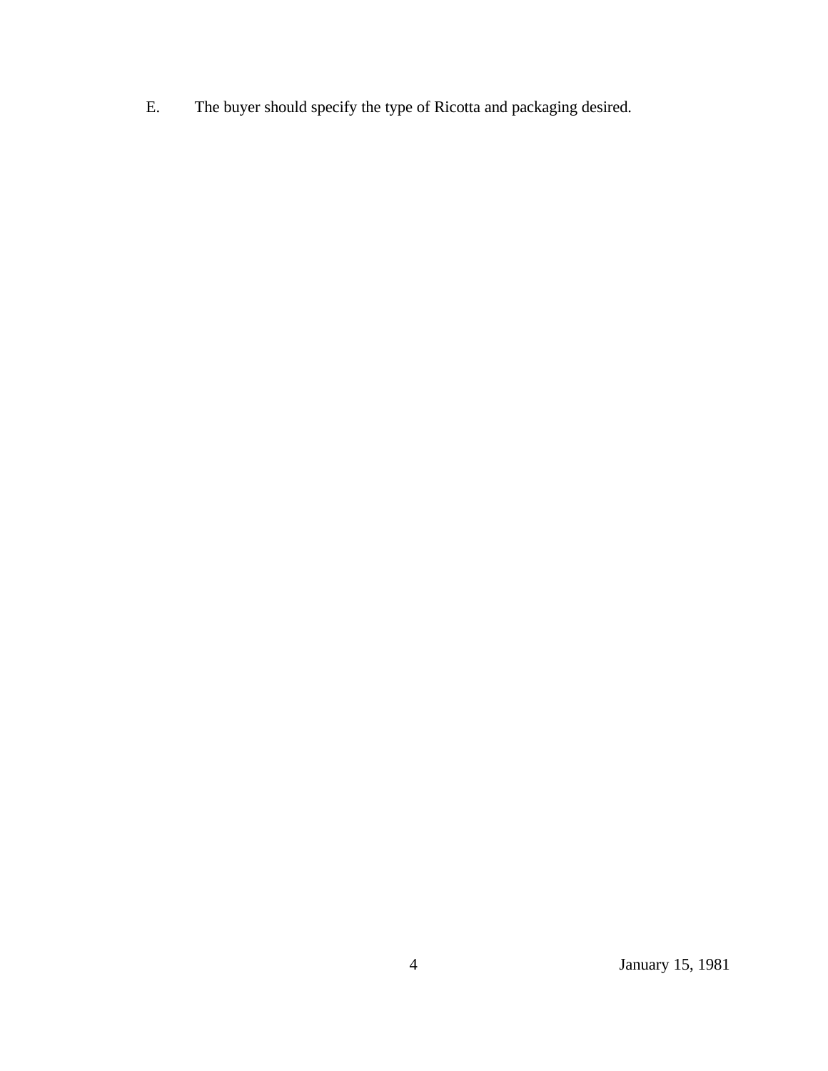E. The buyer should specify the type of Ricotta and packaging desired.